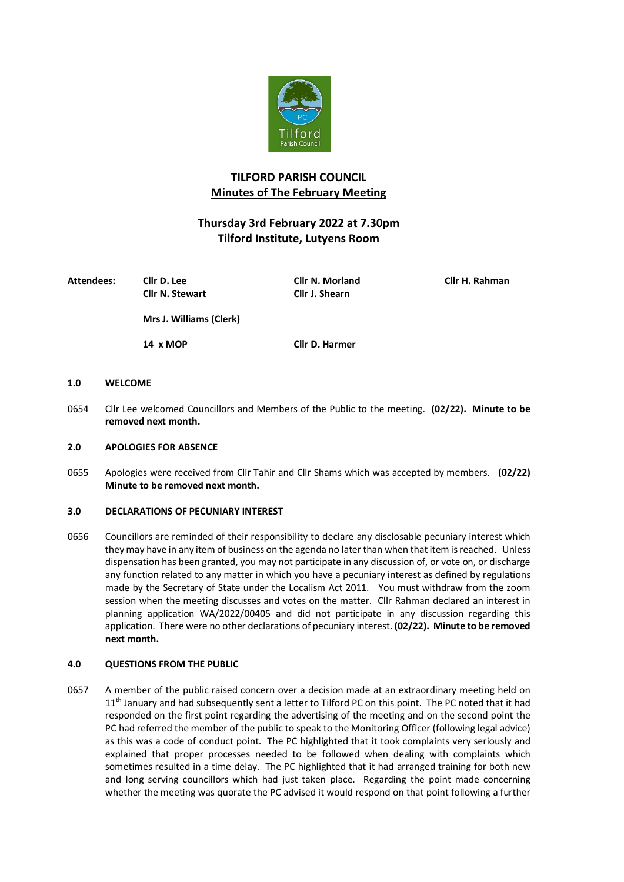# TILFORD PARISH COUNCIL
## Minutes of The February Meeting

### Thursday 3rd February 2022 at 7.30pm
### Tilford Institute, Lutyens Room

| **Attendees:** | **Cllr D. Lee** | **Cllr N. Morland** | **Cllr H. Rahman** |
|---|---|---|---|
| | **Cllr N. Stewart** | **Cllr J. Shearn** | |
| | **Mrs J. Williams (Clerk)** | | |
| | **14 x MOP** | **Cllr D. Harmer** | |

**1.0 WELCOME**

0654 Cllr Lee welcomed Councillors and Members of the Public to the meeting. **(02/22). Minute to be removed next month.**

**2.0 APOLOGIES FOR ABSENCE**

0655 Apologies were received from Cllr Tahir and Cllr Shams which was accepted by members. **(02/22) Minute to be removed next month.**

**3.0 DECLARATIONS OF PECUNIARY INTEREST**

0656 Councillors are reminded of their responsibility to declare any disclosable pecuniary interest which they may have in any item of business on the agenda no later than when that item is reached. Unless dispensation has been granted, you may not participate in any discussion of, or vote on, or discharge any function related to any matter in which you have a pecuniary interest as defined by regulations made by the Secretary of State under the Localism Act 2011. You must withdraw from the zoom session when the meeting discusses and votes on the matter. Cllr Rahman declared an interest in planning application WA/2022/00405 and did not participate in any discussion regarding this application. There were no other declarations of pecuniary interest. **(02/22). Minute to be removed next month.**

**4.0 QUESTIONS FROM THE PUBLIC**

0657 A member of the public raised concern over a decision made at an extraordinary meeting held on 11th January and had subsequently sent a letter to Tilford PC on this point. The PC noted that it had responded on the first point regarding the advertising of the meeting and on the second point the PC had referred the member of the public to speak to the Monitoring Officer (following legal advice) as this was a code of conduct point. The PC highlighted that it took complaints very seriously and explained that proper processes needed to be followed when dealing with complaints which sometimes resulted in a time delay. The PC highlighted that it had arranged training for both new and long serving councillors which had just taken place. Regarding the point made concerning whether the meeting was quorate the PC advised it would respond on that point following a further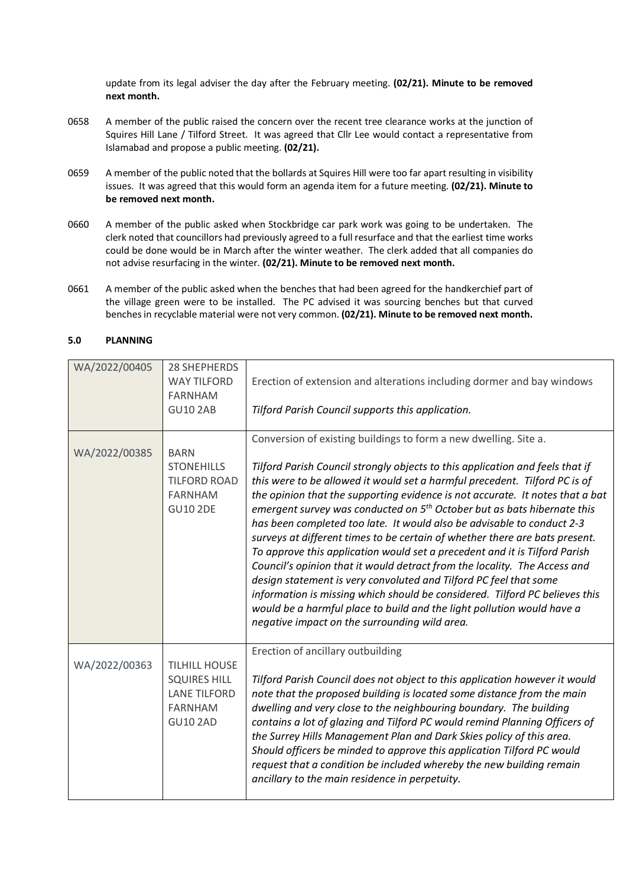update from its legal adviser the day after the February meeting. **(02/21). Minute to be removed next month.**

0658 A member of the public raised the concern over the recent tree clearance works at the junction of Squires Hill Lane / Tilford Street. It was agreed that Cllr Lee would contact a representative from Islamabad and propose a public meeting. **(02/21).**

0659 A member of the public noted that the bollards at Squires Hill were too far apart resulting in visibility issues. It was agreed that this would form an agenda item for a future meeting. **(02/21). Minute to be removed next month.**

0660 A member of the public asked when Stockbridge car park work was going to be undertaken. The clerk noted that councillors had previously agreed to a full resurface and that the earliest time works could be done would be in March after the winter weather. The clerk added that all companies do not advise resurfacing in the winter. **(02/21). Minute to be removed next month.**

0661 A member of the public asked when the benches that had been agreed for the handkerchief part of the village green were to be installed. The PC advised it was sourcing benches but that curved benches in recyclable material were not very common. **(02/21). Minute to be removed next month.**

### 5.0 PLANNING

| | | |
|---|---|---|
| WA/2022/00405 | 28 SHEPHERDS WAY TILFORD FARNHAM GU10 2AB | Erection of extension and alterations including dormer and bay windows<br><br>*Tilford Parish Council supports this application.* |
| WA/2022/00385 | BARN STONEHILLS TILFORD ROAD FARNHAM GU10 2DE | Conversion of existing buildings to form a new dwelling. Site a.<br><br>*Tilford Parish Council strongly objects to this application and feels that if this were to be allowed it would set a harmful precedent. Tilford PC is of the opinion that the supporting evidence is not accurate. It notes that a bat emergent survey was conducted on 5th October but as bats hibernate this has been completed too late. It would also be advisable to conduct 2-3 surveys at different times to be certain of whether there are bats present. To approve this application would set a precedent and it is Tilford Parish Council's opinion that it would detract from the locality. The Access and design statement is very convoluted and Tilford PC feel that some information is missing which should be considered. Tilford PC believes this would be a harmful place to build and the light pollution would have a negative impact on the surrounding wild area.* |
| WA/2022/00363 | TILHILL HOUSE SQUIRES HILL LANE TILFORD FARNHAM GU10 2AD | Erection of ancillary outbuilding<br><br>*Tilford Parish Council does not object to this application however it would note that the proposed building is located some distance from the main dwelling and very close to the neighbouring boundary. The building contains a lot of glazing and Tilford PC would remind Planning Officers of the Surrey Hills Management Plan and Dark Skies policy of this area. Should officers be minded to approve this application Tilford PC would request that a condition be included whereby the new building remain ancillary to the main residence in perpetuity.* |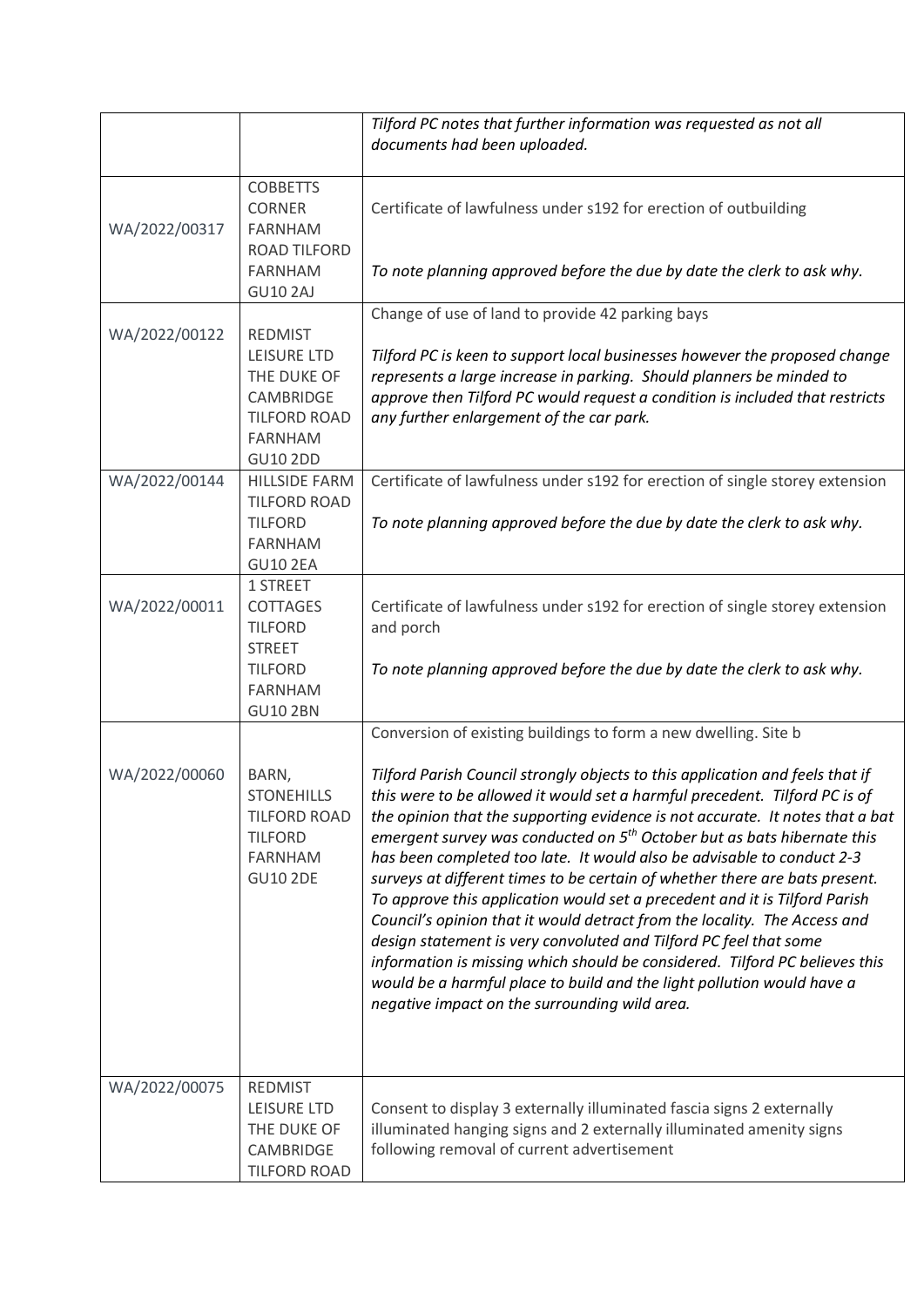| | | |
|---|---|---|
| | | *Tilford PC notes that further information was requested as not all documents had been uploaded.* |
| WA/2022/00317 | COBBETTS CORNER FARNHAM ROAD TILFORD FARNHAM GU10 2AJ | Certificate of lawfulness under s192 for erection of outbuilding<br><br>*To note planning approved before the due by date the clerk to ask why.* |
| WA/2022/00122 | REDMIST LEISURE LTD THE DUKE OF CAMBRIDGE TILFORD ROAD FARNHAM GU10 2DD | Change of use of land to provide 42 parking bays<br><br>*Tilford PC is keen to support local businesses however the proposed change represents a large increase in parking. Should planners be minded to approve then Tilford PC would request a condition is included that restricts any further enlargement of the car park.* |
| WA/2022/00144 | HILLSIDE FARM TILFORD ROAD TILFORD FARNHAM GU10 2EA | Certificate of lawfulness under s192 for erection of single storey extension<br><br>*To note planning approved before the due by date the clerk to ask why.* |
| WA/2022/00011 | 1 STREET COTTAGES TILFORD STREET TILFORD FARNHAM GU10 2BN | Certificate of lawfulness under s192 for erection of single storey extension and porch<br><br>*To note planning approved before the due by date the clerk to ask why.* |
| WA/2022/00060 | BARN, STONEHILLS TILFORD ROAD TILFORD FARNHAM GU10 2DE | Conversion of existing buildings to form a new dwelling. Site b<br><br>*Tilford Parish Council strongly objects to this application and feels that if this were to be allowed it would set a harmful precedent. Tilford PC is of the opinion that the supporting evidence is not accurate. It notes that a bat emergent survey was conducted on 5th October but as bats hibernate this has been completed too late. It would also be advisable to conduct 2-3 surveys at different times to be certain of whether there are bats present. To approve this application would set a precedent and it is Tilford Parish Council's opinion that it would detract from the locality. The Access and design statement is very convoluted and Tilford PC feel that some information is missing which should be considered. Tilford PC believes this would be a harmful place to build and the light pollution would have a negative impact on the surrounding wild area.* |
| WA/2022/00075 | REDMIST LEISURE LTD THE DUKE OF CAMBRIDGE TILFORD ROAD | Consent to display 3 externally illuminated fascia signs 2 externally illuminated hanging signs and 2 externally illuminated amenity signs following removal of current advertisement |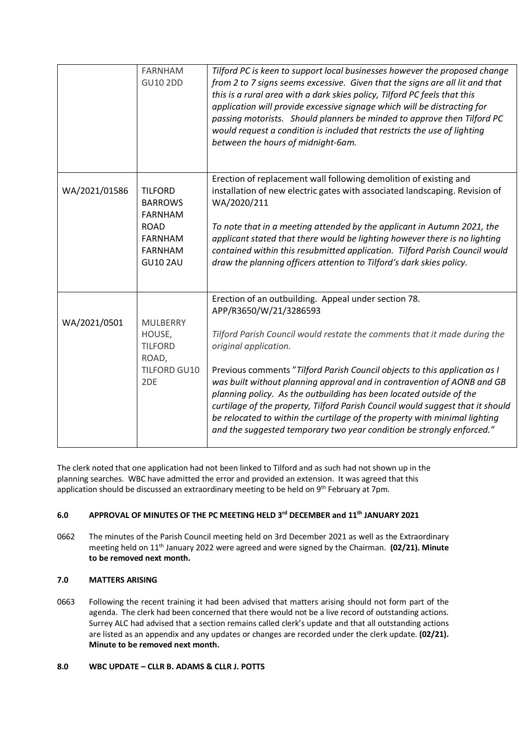| | | |
|---|---|---|
| | FARNHAM GU10 2DD | *Tilford PC is keen to support local businesses however the proposed change from 2 to 7 signs seems excessive. Given that the signs are all lit and that this is a rural area with a dark skies policy, Tilford PC feels that this application will provide excessive signage which will be distracting for passing motorists. Should planners be minded to approve then Tilford PC would request a condition is included that restricts the use of lighting between the hours of midnight-6am.* |
| WA/2021/01586 | TILFORD BARROWS FARNHAM ROAD FARNHAM FARNHAM GU10 2AU | Erection of replacement wall following demolition of existing and installation of new electric gates with associated landscaping. Revision of WA/2020/211<br><br>*To note that in a meeting attended by the applicant in Autumn 2021, the applicant stated that there would be lighting however there is no lighting contained within this resubmitted application. Tilford Parish Council would draw the planning officers attention to Tilford's dark skies policy.* |
| WA/2021/0501 | MULBERRY HOUSE, TILFORD ROAD, TILFORD GU10 2DE | Erection of an outbuilding. Appeal under section 78. APP/R3650/W/21/3286593<br><br>*Tilford Parish Council would restate the comments that it made during the original application.*<br><br>Previous comments "*Tilford Parish Council objects to this application as I was built without planning approval and in contravention of AONB and GB planning policy. As the outbuilding has been located outside of the curtilage of the property, Tilford Parish Council would suggest that it should be relocated to within the curtilage of the property with minimal lighting and the suggested temporary two year condition be strongly enforced."* |

The clerk noted that one application had not been linked to Tilford and as such had not shown up in the planning searches. WBC have admitted the error and provided an extension. It was agreed that this application should be discussed an extraordinary meeting to be held on 9th February at 7pm.

**6.0 APPROVAL OF MINUTES OF THE PC MEETING HELD 3rd DECEMBER and 11th JANUARY 2021**

0662 The minutes of the Parish Council meeting held on 3rd December 2021 as well as the Extraordinary meeting held on 11th January 2022 were agreed and were signed by the Chairman. **(02/21). Minute to be removed next month.**

**7.0 MATTERS ARISING**

0663 Following the recent training it had been advised that matters arising should not form part of the agenda. The clerk had been concerned that there would not be a live record of outstanding actions. Surrey ALC had advised that a section remains called clerk's update and that all outstanding actions are listed as an appendix and any updates or changes are recorded under the clerk update. **(02/21). Minute to be removed next month.**

**8.0 WBC UPDATE – CLLR B. ADAMS & CLLR J. POTTS**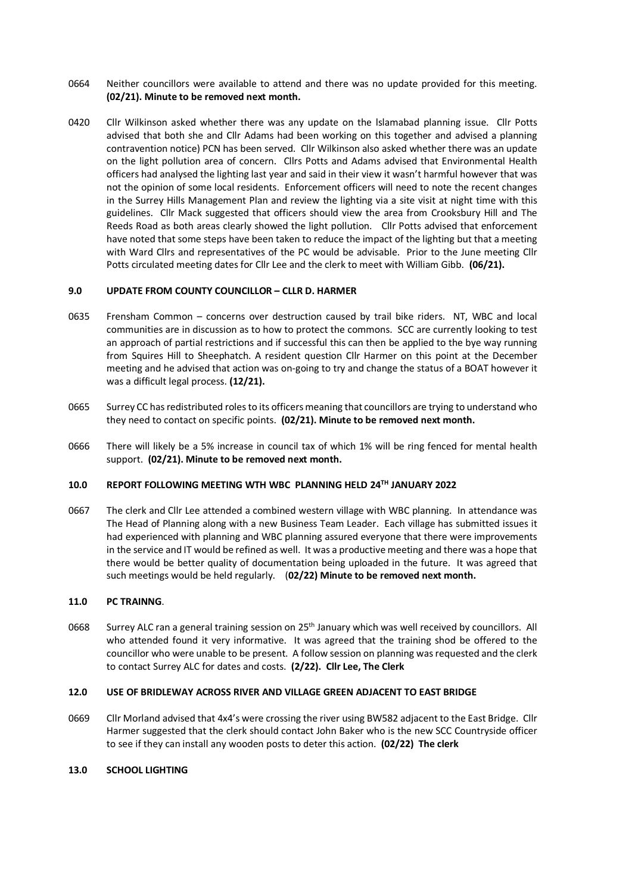0664 Neither councillors were available to attend and there was no update provided for this meeting. **(02/21). Minute to be removed next month.**

0420 Cllr Wilkinson asked whether there was any update on the Islamabad planning issue. Cllr Potts advised that both she and Cllr Adams had been working on this together and advised a planning contravention notice) PCN has been served. Cllr Wilkinson also asked whether there was an update on the light pollution area of concern. Cllrs Potts and Adams advised that Environmental Health officers had analysed the lighting last year and said in their view it wasn't harmful however that was not the opinion of some local residents. Enforcement officers will need to note the recent changes in the Surrey Hills Management Plan and review the lighting via a site visit at night time with this guidelines. Cllr Mack suggested that officers should view the area from Crooksbury Hill and The Reeds Road as both areas clearly showed the light pollution. Cllr Potts advised that enforcement have noted that some steps have been taken to reduce the impact of the lighting but that a meeting with Ward Cllrs and representatives of the PC would be advisable. Prior to the June meeting Cllr Potts circulated meeting dates for Cllr Lee and the clerk to meet with William Gibb. **(06/21).**

### 9.0 UPDATE FROM COUNTY COUNCILLOR – CLLR D. HARMER

0635 Frensham Common – concerns over destruction caused by trail bike riders. NT, WBC and local communities are in discussion as to how to protect the commons. SCC are currently looking to test an approach of partial restrictions and if successful this can then be applied to the bye way running from Squires Hill to Sheephatch. A resident question Cllr Harmer on this point at the December meeting and he advised that action was on-going to try and change the status of a BOAT however it was a difficult legal process. **(12/21).**

0665 Surrey CC has redistributed roles to its officers meaning that councillors are trying to understand who they need to contact on specific points. **(02/21). Minute to be removed next month.**

0666 There will likely be a 5% increase in council tax of which 1% will be ring fenced for mental health support. **(02/21). Minute to be removed next month.**

### 10.0 REPORT FOLLOWING MEETING WTH WBC PLANNING HELD 24TH JANUARY 2022

0667 The clerk and Cllr Lee attended a combined western village with WBC planning. In attendance was The Head of Planning along with a new Business Team Leader. Each village has submitted issues it had experienced with planning and WBC planning assured everyone that there were improvements in the service and IT would be refined as well. It was a productive meeting and there was a hope that there would be better quality of documentation being uploaded in the future. It was agreed that such meetings would be held regularly. (**02/22) Minute to be removed next month.**

### 11.0 PC TRAINNG.

0668 Surrey ALC ran a general training session on 25th January which was well received by councillors. All who attended found it very informative. It was agreed that the training shod be offered to the councillor who were unable to be present. A follow session on planning was requested and the clerk to contact Surrey ALC for dates and costs. **(2/22). Cllr Lee, The Clerk**

### 12.0 USE OF BRIDLEWAY ACROSS RIVER AND VILLAGE GREEN ADJACENT TO EAST BRIDGE

0669 Cllr Morland advised that 4x4's were crossing the river using BW582 adjacent to the East Bridge. Cllr Harmer suggested that the clerk should contact John Baker who is the new SCC Countryside officer to see if they can install any wooden posts to deter this action. **(02/22) The clerk**

### 13.0 SCHOOL LIGHTING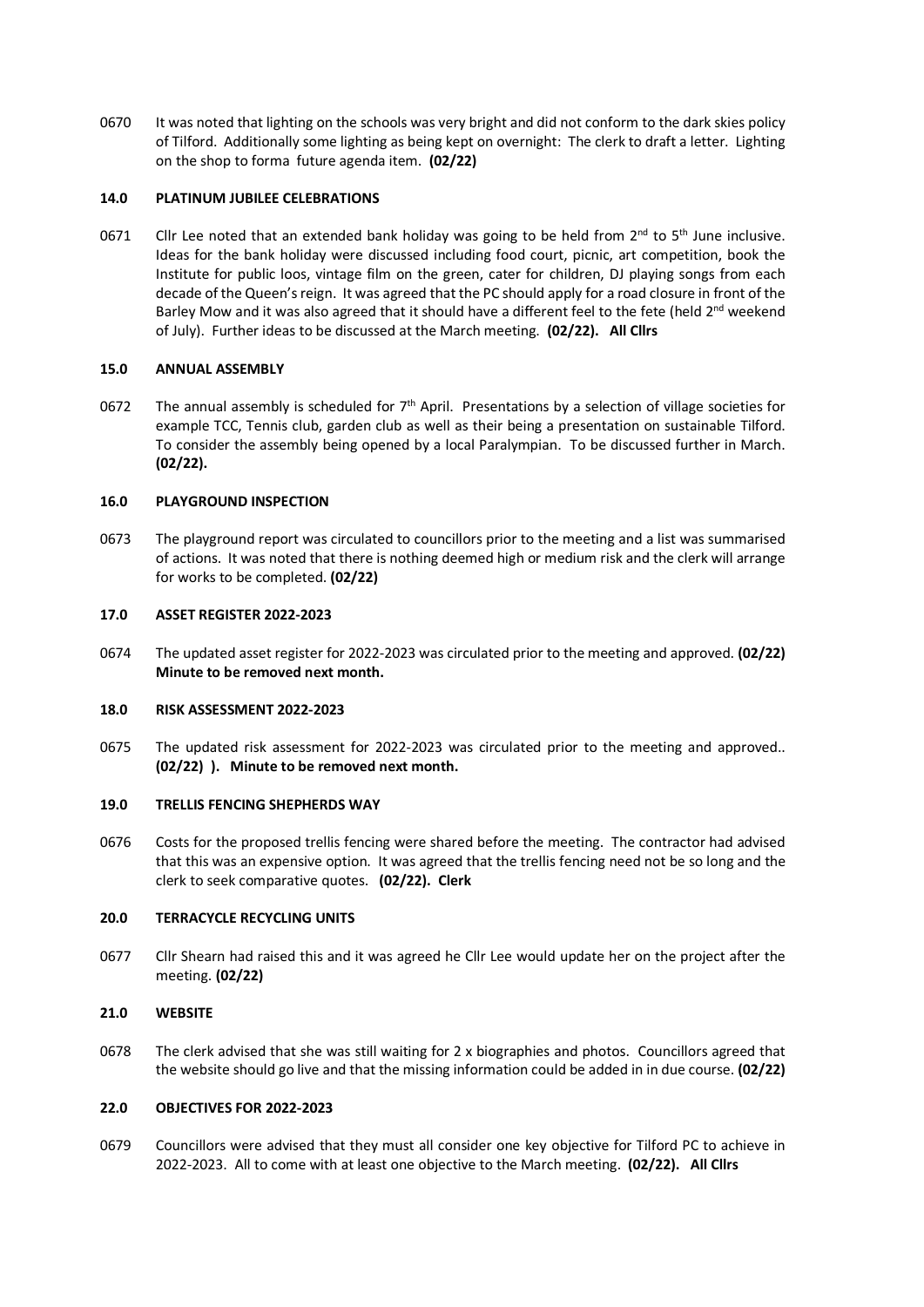0670 It was noted that lighting on the schools was very bright and did not conform to the dark skies policy of Tilford. Additionally some lighting as being kept on overnight: The clerk to draft a letter. Lighting on the shop to forma future agenda item. **(02/22)**

**14.0 PLATINUM JUBILEE CELEBRATIONS**

0671 Cllr Lee noted that an extended bank holiday was going to be held from 2nd to 5th June inclusive. Ideas for the bank holiday were discussed including food court, picnic, art competition, book the Institute for public loos, vintage film on the green, cater for children, DJ playing songs from each decade of the Queen's reign. It was agreed that the PC should apply for a road closure in front of the Barley Mow and it was also agreed that it should have a different feel to the fete (held 2nd weekend of July). Further ideas to be discussed at the March meeting. **(02/22). All Cllrs**

**15.0 ANNUAL ASSEMBLY**

0672 The annual assembly is scheduled for 7th April. Presentations by a selection of village societies for example TCC, Tennis club, garden club as well as their being a presentation on sustainable Tilford. To consider the assembly being opened by a local Paralympian. To be discussed further in March. **(02/22).**

**16.0 PLAYGROUND INSPECTION**

0673 The playground report was circulated to councillors prior to the meeting and a list was summarised of actions. It was noted that there is nothing deemed high or medium risk and the clerk will arrange for works to be completed. **(02/22)**

**17.0 ASSET REGISTER 2022-2023**

0674 The updated asset register for 2022-2023 was circulated prior to the meeting and approved. **(02/22) Minute to be removed next month.**

**18.0 RISK ASSESSMENT 2022-2023**

0675 The updated risk assessment for 2022-2023 was circulated prior to the meeting and approved.. **(02/22) ). Minute to be removed next month.**

**19.0 TRELLIS FENCING SHEPHERDS WAY**

0676 Costs for the proposed trellis fencing were shared before the meeting. The contractor had advised that this was an expensive option. It was agreed that the trellis fencing need not be so long and the clerk to seek comparative quotes. **(02/22). Clerk**

**20.0 TERRACYCLE RECYCLING UNITS**

0677 Cllr Shearn had raised this and it was agreed he Cllr Lee would update her on the project after the meeting. **(02/22)**

**21.0 WEBSITE**

0678 The clerk advised that she was still waiting for 2 x biographies and photos. Councillors agreed that the website should go live and that the missing information could be added in in due course. **(02/22)**

**22.0 OBJECTIVES FOR 2022-2023**

0679 Councillors were advised that they must all consider one key objective for Tilford PC to achieve in 2022-2023. All to come with at least one objective to the March meeting. **(02/22). All Cllrs**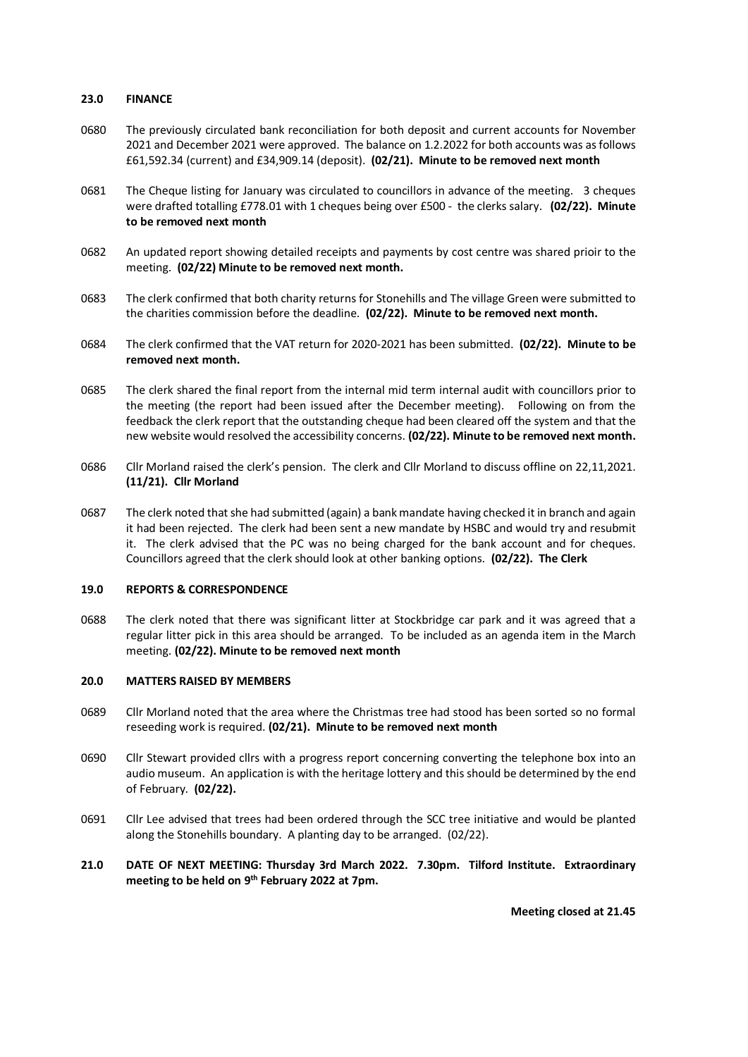**23.0 FINANCE**

0680 The previously circulated bank reconciliation for both deposit and current accounts for November 2021 and December 2021 were approved. The balance on 1.2.2022 for both accounts was as follows £61,592.34 (current) and £34,909.14 (deposit). **(02/21). Minute to be removed next month**

0681 The Cheque listing for January was circulated to councillors in advance of the meeting. 3 cheques were drafted totalling £778.01 with 1 cheques being over £500 - the clerks salary. **(02/22). Minute to be removed next month**

0682 An updated report showing detailed receipts and payments by cost centre was shared prioir to the meeting. **(02/22) Minute to be removed next month.**

0683 The clerk confirmed that both charity returns for Stonehills and The village Green were submitted to the charities commission before the deadline. **(02/22). Minute to be removed next month.**

0684 The clerk confirmed that the VAT return for 2020-2021 has been submitted. **(02/22). Minute to be removed next month.**

0685 The clerk shared the final report from the internal mid term internal audit with councillors prior to the meeting (the report had been issued after the December meeting). Following on from the feedback the clerk report that the outstanding cheque had been cleared off the system and that the new website would resolved the accessibility concerns. **(02/22). Minute to be removed next month.**

0686 Cllr Morland raised the clerk's pension. The clerk and Cllr Morland to discuss offline on 22,11,2021. **(11/21). Cllr Morland**

0687 The clerk noted that she had submitted (again) a bank mandate having checked it in branch and again it had been rejected. The clerk had been sent a new mandate by HSBC and would try and resubmit it. The clerk advised that the PC was no being charged for the bank account and for cheques. Councillors agreed that the clerk should look at other banking options. **(02/22). The Clerk**

**19.0 REPORTS & CORRESPONDENCE**

0688 The clerk noted that there was significant litter at Stockbridge car park and it was agreed that a regular litter pick in this area should be arranged. To be included as an agenda item in the March meeting. **(02/22). Minute to be removed next month**

**20.0 MATTERS RAISED BY MEMBERS**

0689 Cllr Morland noted that the area where the Christmas tree had stood has been sorted so no formal reseeding work is required. **(02/21). Minute to be removed next month**

0690 Cllr Stewart provided cllrs with a progress report concerning converting the telephone box into an audio museum. An application is with the heritage lottery and this should be determined by the end of February. **(02/22).**

0691 Cllr Lee advised that trees had been ordered through the SCC tree initiative and would be planted along the Stonehills boundary. A planting day to be arranged. (02/22).

**21.0 DATE OF NEXT MEETING: Thursday 3rd March 2022. 7.30pm. Tilford Institute. Extraordinary meeting to be held on 9th February 2022 at 7pm.**

**Meeting closed at 21.45**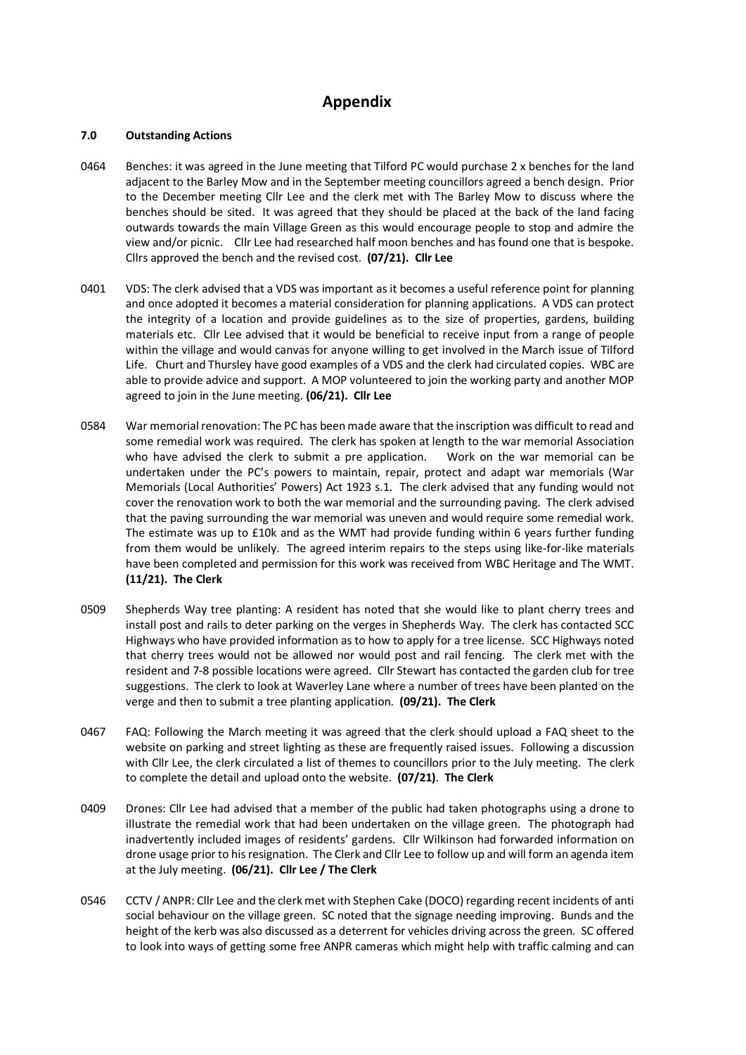# Appendix

**7.0 Outstanding Actions**

0464 Benches: it was agreed in the June meeting that Tilford PC would purchase 2 x benches for the land adjacent to the Barley Mow and in the September meeting councillors agreed a bench design. Prior to the December meeting Cllr Lee and the clerk met with The Barley Mow to discuss where the benches should be sited. It was agreed that they should be placed at the back of the land facing outwards towards the main Village Green as this would encourage people to stop and admire the view and/or picnic. Cllr Lee had researched half moon benches and has found one that is bespoke. Cllrs approved the bench and the revised cost. **(07/21). Cllr Lee**

0401 VDS: The clerk advised that a VDS was important as it becomes a useful reference point for planning and once adopted it becomes a material consideration for planning applications. A VDS can protect the integrity of a location and provide guidelines as to the size of properties, gardens, building materials etc. Cllr Lee advised that it would be beneficial to receive input from a range of people within the village and would canvas for anyone willing to get involved in the March issue of Tilford Life. Churt and Thursley have good examples of a VDS and the clerk had circulated copies. WBC are able to provide advice and support. A MOP volunteered to join the working party and another MOP agreed to join in the June meeting. **(06/21). Cllr Lee**

0584 War memorial renovation: The PC has been made aware that the inscription was difficult to read and some remedial work was required. The clerk has spoken at length to the war memorial Association who have advised the clerk to submit a pre application. Work on the war memorial can be undertaken under the PC's powers to maintain, repair, protect and adapt war memorials (War Memorials (Local Authorities' Powers) Act 1923 s.1. The clerk advised that any funding would not cover the renovation work to both the war memorial and the surrounding paving. The clerk advised that the paving surrounding the war memorial was uneven and would require some remedial work. The estimate was up to £10k and as the WMT had provide funding within 6 years further funding from them would be unlikely. The agreed interim repairs to the steps using like-for-like materials have been completed and permission for this work was received from WBC Heritage and The WMT. **(11/21). The Clerk**

0509 Shepherds Way tree planting: A resident has noted that she would like to plant cherry trees and install post and rails to deter parking on the verges in Shepherds Way. The clerk has contacted SCC Highways who have provided information as to how to apply for a tree license. SCC Highways noted that cherry trees would not be allowed nor would post and rail fencing. The clerk met with the resident and 7-8 possible locations were agreed. Cllr Stewart has contacted the garden club for tree suggestions. The clerk to look at Waverley Lane where a number of trees have been planted on the verge and then to submit a tree planting application. **(09/21). The Clerk**

0467 FAQ: Following the March meeting it was agreed that the clerk should upload a FAQ sheet to the website on parking and street lighting as these are frequently raised issues. Following a discussion with Cllr Lee, the clerk circulated a list of themes to councillors prior to the July meeting. The clerk to complete the detail and upload onto the website. **(07/21)**. **The Clerk**

0409 Drones: Cllr Lee had advised that a member of the public had taken photographs using a drone to illustrate the remedial work that had been undertaken on the village green. The photograph had inadvertently included images of residents' gardens. Cllr Wilkinson had forwarded information on drone usage prior to his resignation. The Clerk and Cllr Lee to follow up and will form an agenda item at the July meeting. **(06/21). Cllr Lee / The Clerk**

0546 CCTV / ANPR: Cllr Lee and the clerk met with Stephen Cake (DOCO) regarding recent incidents of anti social behaviour on the village green. SC noted that the signage needing improving. Bunds and the height of the kerb was also discussed as a deterrent for vehicles driving across the green. SC offered to look into ways of getting some free ANPR cameras which might help with traffic calming and can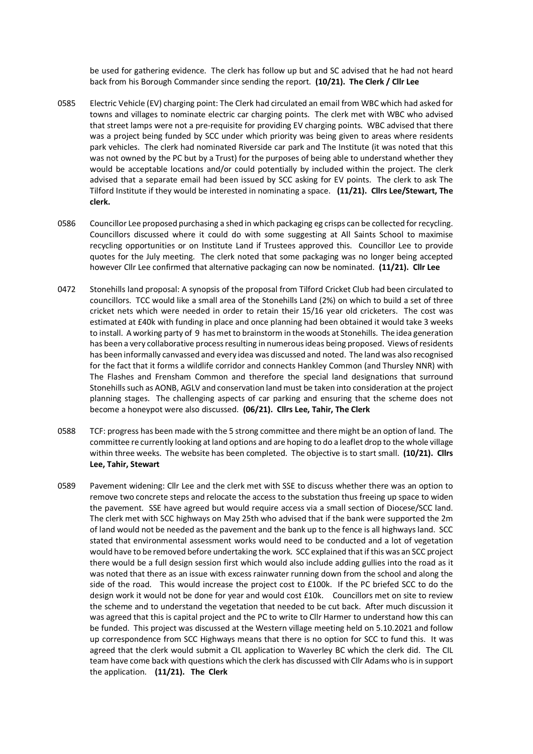be used for gathering evidence. The clerk has follow up but and SC advised that he had not heard back from his Borough Commander since sending the report. **(10/21). The Clerk / Cllr Lee**

0585 Electric Vehicle (EV) charging point: The Clerk had circulated an email from WBC which had asked for towns and villages to nominate electric car charging points. The clerk met with WBC who advised that street lamps were not a pre-requisite for providing EV charging points. WBC advised that there was a project being funded by SCC under which priority was being given to areas where residents park vehicles. The clerk had nominated Riverside car park and The Institute (it was noted that this was not owned by the PC but by a Trust) for the purposes of being able to understand whether they would be acceptable locations and/or could potentially by included within the project. The clerk advised that a separate email had been issued by SCC asking for EV points. The clerk to ask The Tilford Institute if they would be interested in nominating a space. **(11/21). Cllrs Lee/Stewart, The clerk.**

0586 Councillor Lee proposed purchasing a shed in which packaging eg crisps can be collected for recycling. Councillors discussed where it could do with some suggesting at All Saints School to maximise recycling opportunities or on Institute Land if Trustees approved this. Councillor Lee to provide quotes for the July meeting. The clerk noted that some packaging was no longer being accepted however Cllr Lee confirmed that alternative packaging can now be nominated. **(11/21). Cllr Lee**

0472 Stonehills land proposal: A synopsis of the proposal from Tilford Cricket Club had been circulated to councillors. TCC would like a small area of the Stonehills Land (2%) on which to build a set of three cricket nets which were needed in order to retain their 15/16 year old cricketers. The cost was estimated at £40k with funding in place and once planning had been obtained it would take 3 weeks to install. A working party of 9 has met to brainstorm in the woods at Stonehills. The idea generation has been a very collaborative process resulting in numerous ideas being proposed. Views of residents has been informally canvassed and every idea was discussed and noted. The land was also recognised for the fact that it forms a wildlife corridor and connects Hankley Common (and Thursley NNR) with The Flashes and Frensham Common and therefore the special land designations that surround Stonehills such as AONB, AGLV and conservation land must be taken into consideration at the project planning stages. The challenging aspects of car parking and ensuring that the scheme does not become a honeypot were also discussed. **(06/21). Cllrs Lee, Tahir, The Clerk**

0588 TCF: progress has been made with the 5 strong committee and there might be an option of land. The committee re currently looking at land options and are hoping to do a leaflet drop to the whole village within three weeks. The website has been completed. The objective is to start small. **(10/21). Cllrs Lee, Tahir, Stewart**

0589 Pavement widening: Cllr Lee and the clerk met with SSE to discuss whether there was an option to remove two concrete steps and relocate the access to the substation thus freeing up space to widen the pavement. SSE have agreed but would require access via a small section of Diocese/SCC land. The clerk met with SCC highways on May 25th who advised that if the bank were supported the 2m of land would not be needed as the pavement and the bank up to the fence is all highways land. SCC stated that environmental assessment works would need to be conducted and a lot of vegetation would have to be removed before undertaking the work. SCC explained that if this was an SCC project there would be a full design session first which would also include adding gullies into the road as it was noted that there as an issue with excess rainwater running down from the school and along the side of the road. This would increase the project cost to £100k. If the PC briefed SCC to do the design work it would not be done for year and would cost £10k. Councillors met on site to review the scheme and to understand the vegetation that needed to be cut back. After much discussion it was agreed that this is capital project and the PC to write to Cllr Harmer to understand how this can be funded. This project was discussed at the Western village meeting held on 5.10.2021 and follow up correspondence from SCC Highways means that there is no option for SCC to fund this. It was agreed that the clerk would submit a CIL application to Waverley BC which the clerk did. The CIL team have come back with questions which the clerk has discussed with Cllr Adams who is in support the application. **(11/21). The Clerk**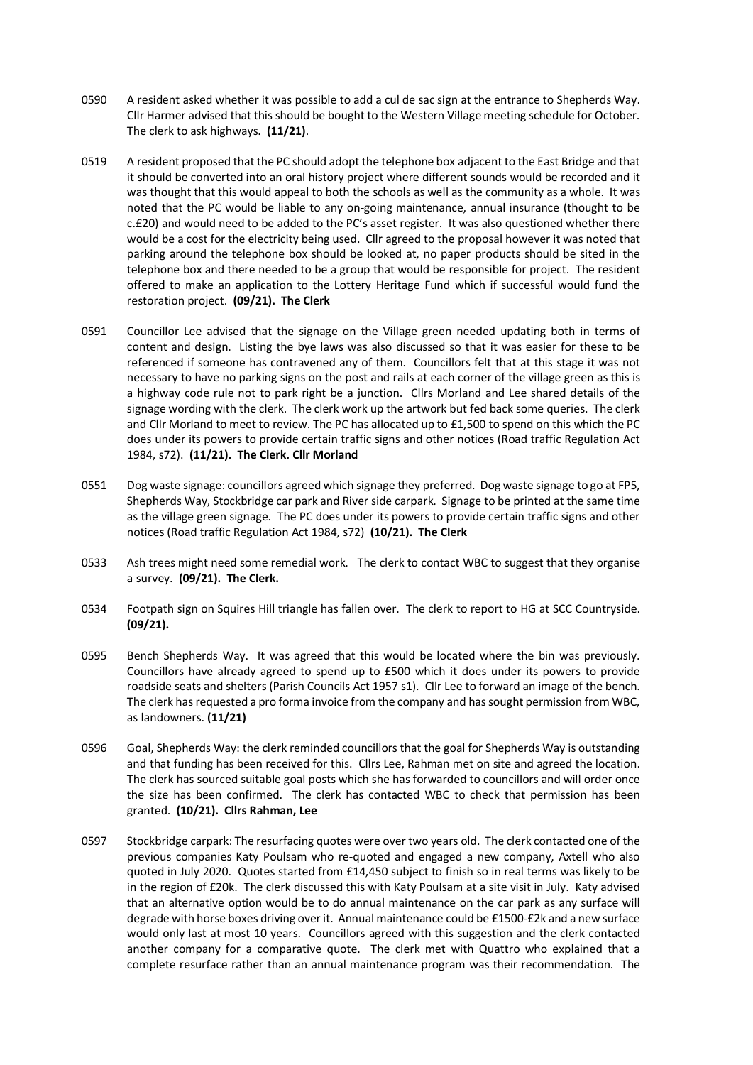0590 A resident asked whether it was possible to add a cul de sac sign at the entrance to Shepherds Way. Cllr Harmer advised that this should be bought to the Western Village meeting schedule for October. The clerk to ask highways. **(11/21)**.

0519 A resident proposed that the PC should adopt the telephone box adjacent to the East Bridge and that it should be converted into an oral history project where different sounds would be recorded and it was thought that this would appeal to both the schools as well as the community as a whole. It was noted that the PC would be liable to any on-going maintenance, annual insurance (thought to be c.£20) and would need to be added to the PC's asset register. It was also questioned whether there would be a cost for the electricity being used. Cllr agreed to the proposal however it was noted that parking around the telephone box should be looked at, no paper products should be sited in the telephone box and there needed to be a group that would be responsible for project. The resident offered to make an application to the Lottery Heritage Fund which if successful would fund the restoration project. **(09/21). The Clerk**

0591 Councillor Lee advised that the signage on the Village green needed updating both in terms of content and design. Listing the bye laws was also discussed so that it was easier for these to be referenced if someone has contravened any of them. Councillors felt that at this stage it was not necessary to have no parking signs on the post and rails at each corner of the village green as this is a highway code rule not to park right be a junction. Cllrs Morland and Lee shared details of the signage wording with the clerk. The clerk work up the artwork but fed back some queries. The clerk and Cllr Morland to meet to review. The PC has allocated up to £1,500 to spend on this which the PC does under its powers to provide certain traffic signs and other notices (Road traffic Regulation Act 1984, s72). **(11/21). The Clerk. Cllr Morland**

0551 Dog waste signage: councillors agreed which signage they preferred. Dog waste signage to go at FP5, Shepherds Way, Stockbridge car park and River side carpark. Signage to be printed at the same time as the village green signage. The PC does under its powers to provide certain traffic signs and other notices (Road traffic Regulation Act 1984, s72) **(10/21). The Clerk**

0533 Ash trees might need some remedial work. The clerk to contact WBC to suggest that they organise a survey. **(09/21). The Clerk.**

0534 Footpath sign on Squires Hill triangle has fallen over. The clerk to report to HG at SCC Countryside. **(09/21).**

0595 Bench Shepherds Way. It was agreed that this would be located where the bin was previously. Councillors have already agreed to spend up to £500 which it does under its powers to provide roadside seats and shelters (Parish Councils Act 1957 s1). Cllr Lee to forward an image of the bench. The clerk has requested a pro forma invoice from the company and has sought permission from WBC, as landowners. **(11/21)**

0596 Goal, Shepherds Way: the clerk reminded councillors that the goal for Shepherds Way is outstanding and that funding has been received for this. Cllrs Lee, Rahman met on site and agreed the location. The clerk has sourced suitable goal posts which she has forwarded to councillors and will order once the size has been confirmed. The clerk has contacted WBC to check that permission has been granted. **(10/21). Cllrs Rahman, Lee**

0597 Stockbridge carpark: The resurfacing quotes were over two years old. The clerk contacted one of the previous companies Katy Poulsam who re-quoted and engaged a new company, Axtell who also quoted in July 2020. Quotes started from £14,450 subject to finish so in real terms was likely to be in the region of £20k. The clerk discussed this with Katy Poulsam at a site visit in July. Katy advised that an alternative option would be to do annual maintenance on the car park as any surface will degrade with horse boxes driving over it. Annual maintenance could be £1500-£2k and a new surface would only last at most 10 years. Councillors agreed with this suggestion and the clerk contacted another company for a comparative quote. The clerk met with Quattro who explained that a complete resurface rather than an annual maintenance program was their recommendation. The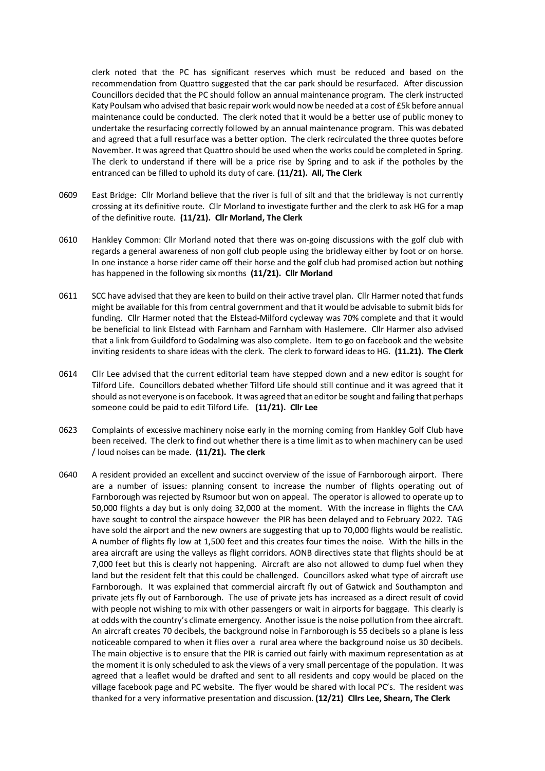clerk noted that the PC has significant reserves which must be reduced and based on the recommendation from Quattro suggested that the car park should be resurfaced. After discussion Councillors decided that the PC should follow an annual maintenance program. The clerk instructed Katy Poulsam who advised that basic repair work would now be needed at a cost of £5k before annual maintenance could be conducted. The clerk noted that it would be a better use of public money to undertake the resurfacing correctly followed by an annual maintenance program. This was debated and agreed that a full resurface was a better option. The clerk recirculated the three quotes before November. It was agreed that Quattro should be used when the works could be completed in Spring. The clerk to understand if there will be a price rise by Spring and to ask if the potholes by the entranced can be filled to uphold its duty of care. **(11/21). All, The Clerk**

0609 East Bridge: Cllr Morland believe that the river is full of silt and that the bridleway is not currently crossing at its definitive route. Cllr Morland to investigate further and the clerk to ask HG for a map of the definitive route. **(11/21). Cllr Morland, The Clerk**

0610 Hankley Common: Cllr Morland noted that there was on-going discussions with the golf club with regards a general awareness of non golf club people using the bridleway either by foot or on horse. In one instance a horse rider came off their horse and the golf club had promised action but nothing has happened in the following six months **(11/21). Cllr Morland**

0611 SCC have advised that they are keen to build on their active travel plan. Cllr Harmer noted that funds might be available for this from central government and that it would be advisable to submit bids for funding. Cllr Harmer noted that the Elstead-Milford cycleway was 70% complete and that it would be beneficial to link Elstead with Farnham and Farnham with Haslemere. Cllr Harmer also advised that a link from Guildford to Godalming was also complete. Item to go on facebook and the website inviting residents to share ideas with the clerk. The clerk to forward ideas to HG. **(11.21). The Clerk**

0614 Cllr Lee advised that the current editorial team have stepped down and a new editor is sought for Tilford Life. Councillors debated whether Tilford Life should still continue and it was agreed that it should as not everyone is on facebook. It was agreed that an editor be sought and failing that perhaps someone could be paid to edit Tilford Life. **(11/21). Cllr Lee**

0623 Complaints of excessive machinery noise early in the morning coming from Hankley Golf Club have been received. The clerk to find out whether there is a time limit as to when machinery can be used / loud noises can be made. **(11/21). The clerk**

0640 A resident provided an excellent and succinct overview of the issue of Farnborough airport. There are a number of issues: planning consent to increase the number of flights operating out of Farnborough was rejected by Rsumoor but won on appeal. The operator is allowed to operate up to 50,000 flights a day but is only doing 32,000 at the moment. With the increase in flights the CAA have sought to control the airspace however the PIR has been delayed and to February 2022. TAG have sold the airport and the new owners are suggesting that up to 70,000 flights would be realistic. A number of flights fly low at 1,500 feet and this creates four times the noise. With the hills in the area aircraft are using the valleys as flight corridors. AONB directives state that flights should be at 7,000 feet but this is clearly not happening. Aircraft are also not allowed to dump fuel when they land but the resident felt that this could be challenged. Councillors asked what type of aircraft use Farnborough. It was explained that commercial aircraft fly out of Gatwick and Southampton and private jets fly out of Farnborough. The use of private jets has increased as a direct result of covid with people not wishing to mix with other passengers or wait in airports for baggage. This clearly is at odds with the country's climate emergency. Another issue is the noise pollution from thee aircraft. An aircraft creates 70 decibels, the background noise in Farnborough is 55 decibels so a plane is less noticeable compared to when it flies over a rural area where the background noise us 30 decibels. The main objective is to ensure that the PIR is carried out fairly with maximum representation as at the moment it is only scheduled to ask the views of a very small percentage of the population. It was agreed that a leaflet would be drafted and sent to all residents and copy would be placed on the village facebook page and PC website. The flyer would be shared with local PC's. The resident was thanked for a very informative presentation and discussion. **(12/21) Cllrs Lee, Shearn, The Clerk**